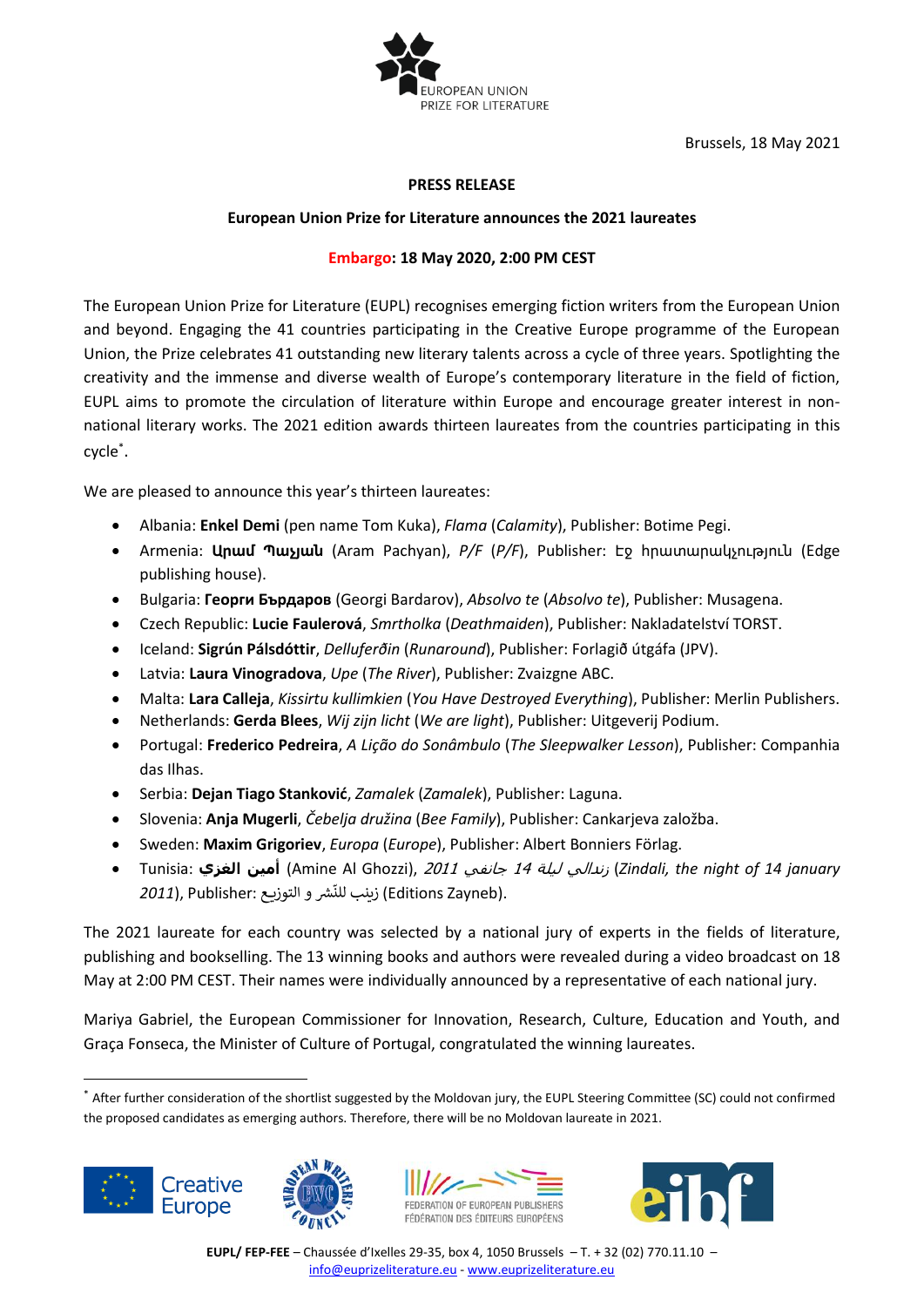EUROPEAN UNION
PRIZE FOR LITERATURE

Brussels, 18 May 2021

**PRESS RELEASE**

**European Union Prize for Literature announces the 2021 laureates**

**Embargo: 18 May 2020, 2:00 PM CEST**

The European Union Prize for Literature (EUPL) recognises emerging fiction writers from the European Union and beyond. Engaging the 41 countries participating in the Creative Europe programme of the European Union, the Prize celebrates 41 outstanding new literary talents across a cycle of three years. Spotlighting the creativity and the immense and diverse wealth of Europe's contemporary literature in the field of fiction, EUPL aims to promote the circulation of literature within Europe and encourage greater interest in non-national literary works. The 2021 edition awards thirteen laureates from the countries participating in this cycle*.

We are pleased to announce this year's thirteen laureates:

- Albania: **Enkel Demi** (pen name Tom Kuka), *Flama* (*Calamity*), Publisher: Botime Pegi.
- Armenia: **Արամ Պաչյան** (Aram Pachyan), *P/F* (*P/F*), Publisher: Էջ հրատարակչություն (Edge publishing house).
- Bulgaria: **Георги Бърдаров** (Georgi Bardarov), *Absolvo te* (*Absolvo te*), Publisher: Musagena.
- Czech Republic: **Lucie Faulerová**, *Smrtholka* (*Deathmaiden*), Publisher: Nakladatelství TORST.
- Iceland: **Sigrún Pálsdóttir**, *Delluferðin* (*Runaround*), Publisher: Forlagið útgáfa (JPV).
- Latvia: **Laura Vinogradova**, *Upe* (*The River*), Publisher: Zvaizgne ABC.
- Malta: **Lara Calleja**, *Kissirtu kullimkien* (*You Have Destroyed Everything*), Publisher: Merlin Publishers.
- Netherlands: **Gerda Blees**, *Wij zijn licht* (*We are light*), Publisher: Uitgeverij Podium.
- Portugal: **Frederico Pedreira**, *A Lição do Sonâmbulo* (*The Sleepwalker Lesson*), Publisher: Companhia das Ilhas.
- Serbia: **Dejan Tiago Stanković**, *Zamalek* (*Zamalek*), Publisher: Laguna.
- Slovenia: **Anja Mugerli**, *Čebelja družina* (*Bee Family*), Publisher: Cankarjeva založba.
- Sweden: **Maxim Grigoriev**, *Europa* (*Europe*), Publisher: Albert Bonniers Förlag.
- Tunisia: **أمين الغزي** (Amine Al Ghozzi), *زندالي ليلة 14 جانفي 2011* (*Zindali, the night of 14 january 2011*), Publisher: زينب للنّشر و التوزيع (Editions Zayneb).

The 2021 laureate for each country was selected by a national jury of experts in the fields of literature, publishing and bookselling. The 13 winning books and authors were revealed during a video broadcast on 18 May at 2:00 PM CEST. Their names were individually announced by a representative of each national jury.

Mariya Gabriel, the European Commissioner for Innovation, Research, Culture, Education and Youth, and Graça Fonseca, the Minister of Culture of Portugal, congratulated the winning laureates.

* After further consideration of the shortlist suggested by the Moldovan jury, the EUPL Steering Committee (SC) could not confirmed the proposed candidates as emerging authors. Therefore, there will be no Moldovan laureate in 2021.

**EUPL/ FEP-FEE** – Chaussée d'Ixelles 29-35, box 4, 1050 Brussels – T. + 32 (02) 770.11.10 – info@euprizeliterature.eu - www.euprizeliterature.eu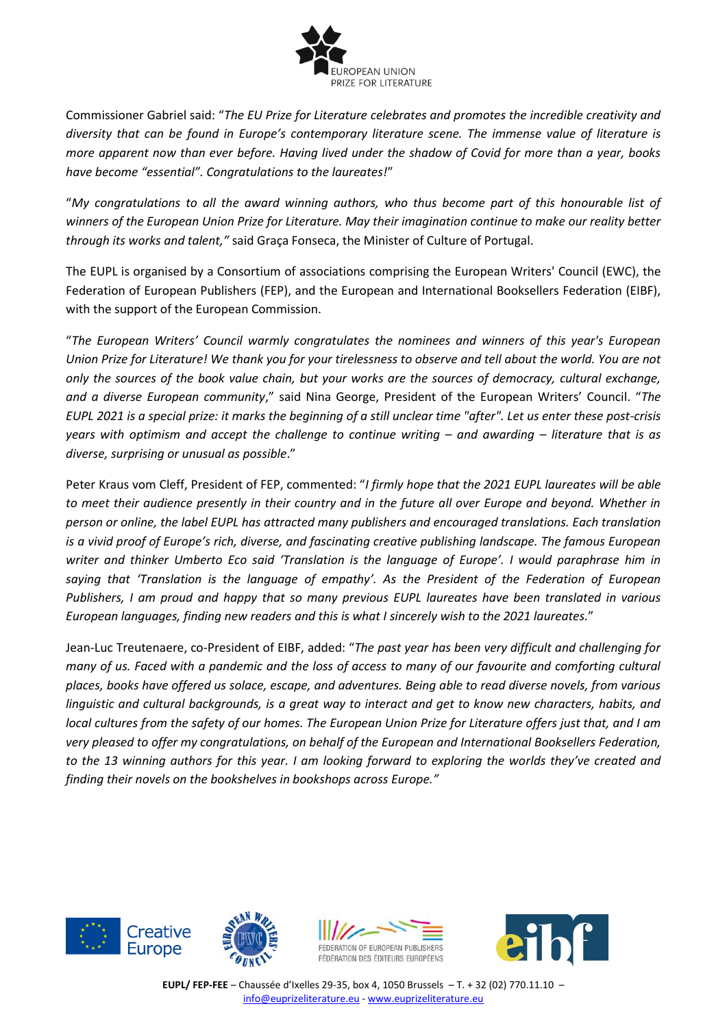Commissioner Gabriel said: "*The EU Prize for Literature celebrates and promotes the incredible creativity and diversity that can be found in Europe's contemporary literature scene. The immense value of literature is more apparent now than ever before. Having lived under the shadow of Covid for more than a year, books have become "essential". Congratulations to the laureates!*"

"*My congratulations to all the award winning authors, who thus become part of this honourable list of winners of the European Union Prize for Literature. May their imagination continue to make our reality better through its works and talent,"* said Graça Fonseca, the Minister of Culture of Portugal.

The EUPL is organised by a Consortium of associations comprising the European Writers' Council (EWC), the Federation of European Publishers (FEP), and the European and International Booksellers Federation (EIBF), with the support of the European Commission.

"*The European Writers' Council warmly congratulates the nominees and winners of this year's European Union Prize for Literature! We thank you for your tirelessness to observe and tell about the world. You are not only the sources of the book value chain, but your works are the sources of democracy, cultural exchange, and a diverse European community*," said Nina George, President of the European Writers' Council. "*The EUPL 2021 is a special prize: it marks the beginning of a still unclear time "after". Let us enter these post-crisis years with optimism and accept the challenge to continue writing – and awarding – literature that is as diverse, surprising or unusual as possible*."

Peter Kraus vom Cleff, President of FEP, commented: "*I firmly hope that the 2021 EUPL laureates will be able to meet their audience presently in their country and in the future all over Europe and beyond. Whether in person or online, the label EUPL has attracted many publishers and encouraged translations. Each translation is a vivid proof of Europe's rich, diverse, and fascinating creative publishing landscape. The famous European writer and thinker Umberto Eco said 'Translation is the language of Europe'. I would paraphrase him in saying that 'Translation is the language of empathy'. As the President of the Federation of European Publishers, I am proud and happy that so many previous EUPL laureates have been translated in various European languages, finding new readers and this is what I sincerely wish to the 2021 laureates.*"

Jean-Luc Treutenaere, co-President of EIBF, added: "*The past year has been very difficult and challenging for many of us. Faced with a pandemic and the loss of access to many of our favourite and comforting cultural places, books have offered us solace, escape, and adventures. Being able to read diverse novels, from various linguistic and cultural backgrounds, is a great way to interact and get to know new characters, habits, and local cultures from the safety of our homes. The European Union Prize for Literature offers just that, and I am very pleased to offer my congratulations, on behalf of the European and International Booksellers Federation, to the 13 winning authors for this year. I am looking forward to exploring the worlds they've created and finding their novels on the bookshelves in bookshops across Europe."*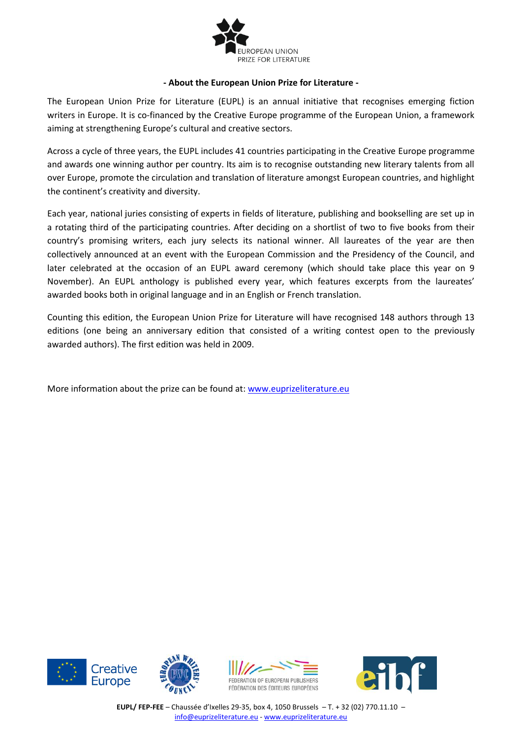## - About the European Union Prize for Literature -

The European Union Prize for Literature (EUPL) is an annual initiative that recognises emerging fiction writers in Europe. It is co-financed by the Creative Europe programme of the European Union, a framework aiming at strengthening Europe's cultural and creative sectors.

Across a cycle of three years, the EUPL includes 41 countries participating in the Creative Europe programme and awards one winning author per country. Its aim is to recognise outstanding new literary talents from all over Europe, promote the circulation and translation of literature amongst European countries, and highlight the continent's creativity and diversity.

Each year, national juries consisting of experts in fields of literature, publishing and bookselling are set up in a rotating third of the participating countries. After deciding on a shortlist of two to five books from their country's promising writers, each jury selects its national winner. All laureates of the year are then collectively announced at an event with the European Commission and the Presidency of the Council, and later celebrated at the occasion of an EUPL award ceremony (which should take place this year on 9 November). An EUPL anthology is published every year, which features excerpts from the laureates' awarded books both in original language and in an English or French translation.

Counting this edition, the European Union Prize for Literature will have recognised 148 authors through 13 editions (one being an anniversary edition that consisted of a writing contest open to the previously awarded authors). The first edition was held in 2009.

More information about the prize can be found at: [www.euprizeliterature.eu](http://www.euprizeliterature.eu)

**EUPL/ FEP-FEE** – Chaussée d'Ixelles 29-35, box 4, 1050 Brussels – T. + 32 (02) 770.11.10 – info@euprizeliterature.eu - www.euprizeliterature.eu